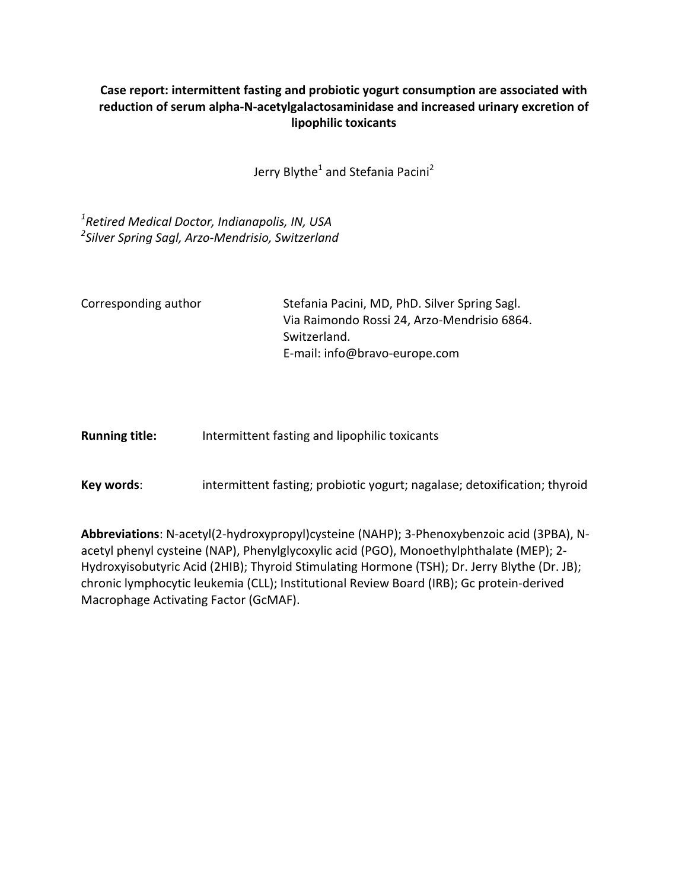# Case report: intermittent fasting and probiotic yogurt consumption are associated with reduction of serum alpha-N-acetylgalactosaminidase and increased urinary excretion of lipophilic toxicants

Jerry Blythe[1] and Stefania Pacini[2]

*[1]Retired Medical Doctor, Indianapolis, IN, USA*
*[2]Silver Spring Sagl, Arzo-Mendrisio, Switzerland*

Corresponding author: Stefania Pacini, MD, PhD. Silver Spring Sagl.
Via Raimondo Rossi 24, Arzo-Mendrisio 6864.
Switzerland.
E-mail: info@bravo-europe.com

**Running title:** Intermittent fasting and lipophilic toxicants

**Key words**: intermittent fasting; probiotic yogurt; nagalase; detoxification; thyroid

**Abbreviations**: N-acetyl(2-hydroxypropyl)cysteine (NAHP); 3-Phenoxybenzoic acid (3PBA), N-acetyl phenyl cysteine (NAP), Phenylglycoxylic acid (PGO), Monoethylphthalate (MEP); 2-Hydroxyisobutyric Acid (2HIB); Thyroid Stimulating Hormone (TSH); Dr. Jerry Blythe (Dr. JB); chronic lymphocytic leukemia (CLL); Institutional Review Board (IRB); Gc protein-derived Macrophage Activating Factor (GcMAF).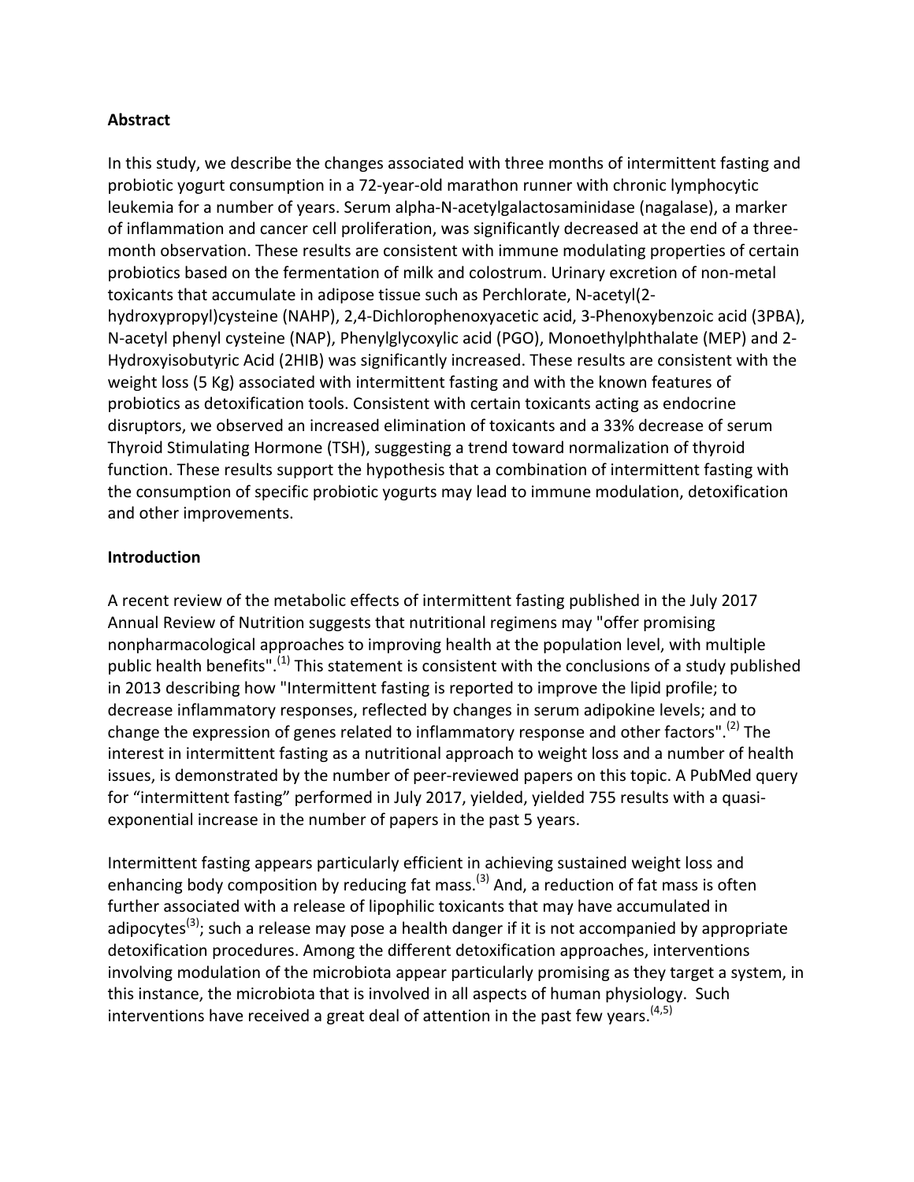## Abstract

In this study, we describe the changes associated with three months of intermittent fasting and probiotic yogurt consumption in a 72-year-old marathon runner with chronic lymphocytic leukemia for a number of years. Serum alpha-N-acetylgalactosaminidase (nagalase), a marker of inflammation and cancer cell proliferation, was significantly decreased at the end of a three-month observation. These results are consistent with immune modulating properties of certain probiotics based on the fermentation of milk and colostrum. Urinary excretion of non-metal toxicants that accumulate in adipose tissue such as Perchlorate, N-acetyl(2-hydroxypropyl)cysteine (NAHP), 2,4-Dichlorophenoxyacetic acid, 3-Phenoxybenzoic acid (3PBA), N-acetyl phenyl cysteine (NAP), Phenylglycoxylic acid (PGO), Monoethylphthalate (MEP) and 2-Hydroxyisobutyric Acid (2HIB) was significantly increased. These results are consistent with the weight loss (5 Kg) associated with intermittent fasting and with the known features of probiotics as detoxification tools. Consistent with certain toxicants acting as endocrine disruptors, we observed an increased elimination of toxicants and a 33% decrease of serum Thyroid Stimulating Hormone (TSH), suggesting a trend toward normalization of thyroid function. These results support the hypothesis that a combination of intermittent fasting with the consumption of specific probiotic yogurts may lead to immune modulation, detoxification and other improvements.

## Introduction

A recent review of the metabolic effects of intermittent fasting published in the July 2017 Annual Review of Nutrition suggests that nutritional regimens may "offer promising nonpharmacological approaches to improving health at the population level, with multiple public health benefits".[1] This statement is consistent with the conclusions of a study published in 2013 describing how "Intermittent fasting is reported to improve the lipid profile; to decrease inflammatory responses, reflected by changes in serum adipokine levels; and to change the expression of genes related to inflammatory response and other factors".[2] The interest in intermittent fasting as a nutritional approach to weight loss and a number of health issues, is demonstrated by the number of peer-reviewed papers on this topic. A PubMed query for "intermittent fasting" performed in July 2017, yielded, yielded 755 results with a quasi-exponential increase in the number of papers in the past 5 years.

Intermittent fasting appears particularly efficient in achieving sustained weight loss and enhancing body composition by reducing fat mass.[3] And, a reduction of fat mass is often further associated with a release of lipophilic toxicants that may have accumulated in adipocytes[3]; such a release may pose a health danger if it is not accompanied by appropriate detoxification procedures. Among the different detoxification approaches, interventions involving modulation of the microbiota appear particularly promising as they target a system, in this instance, the microbiota that is involved in all aspects of human physiology. Such interventions have received a great deal of attention in the past few years.[4,5]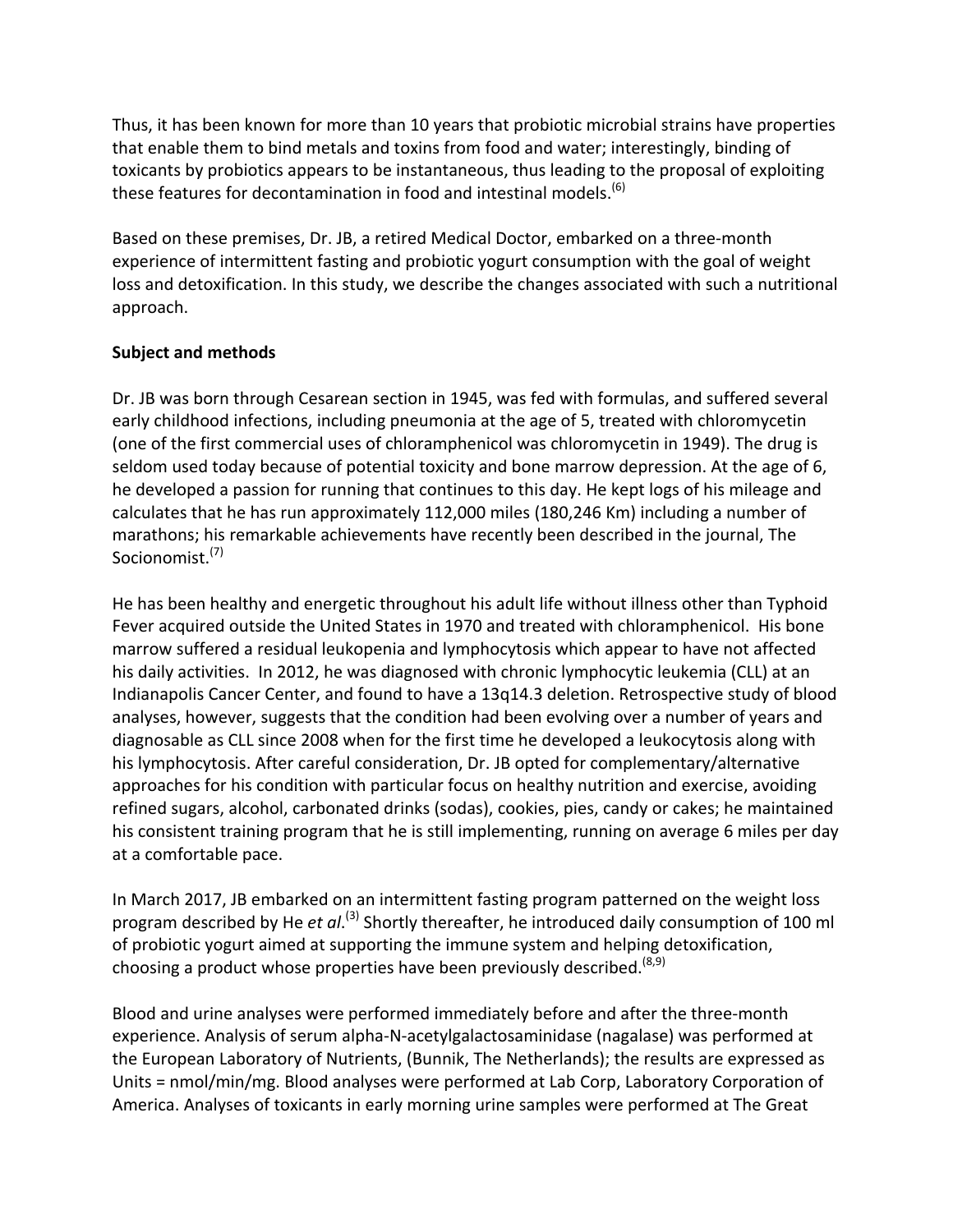Thus, it has been known for more than 10 years that probiotic microbial strains have properties that enable them to bind metals and toxins from food and water; interestingly, binding of toxicants by probiotics appears to be instantaneous, thus leading to the proposal of exploiting these features for decontamination in food and intestinal models.[6]

Based on these premises, Dr. JB, a retired Medical Doctor, embarked on a three-month experience of intermittent fasting and probiotic yogurt consumption with the goal of weight loss and detoxification. In this study, we describe the changes associated with such a nutritional approach.

## Subject and methods

Dr. JB was born through Cesarean section in 1945, was fed with formulas, and suffered several early childhood infections, including pneumonia at the age of 5, treated with chloromycetin (one of the first commercial uses of chloramphenicol was chloromycetin in 1949). The drug is seldom used today because of potential toxicity and bone marrow depression. At the age of 6, he developed a passion for running that continues to this day. He kept logs of his mileage and calculates that he has run approximately 112,000 miles (180,246 Km) including a number of marathons; his remarkable achievements have recently been described in the journal, The Socionomist.[7]

He has been healthy and energetic throughout his adult life without illness other than Typhoid Fever acquired outside the United States in 1970 and treated with chloramphenicol. His bone marrow suffered a residual leukopenia and lymphocytosis which appear to have not affected his daily activities. In 2012, he was diagnosed with chronic lymphocytic leukemia (CLL) at an Indianapolis Cancer Center, and found to have a 13q14.3 deletion. Retrospective study of blood analyses, however, suggests that the condition had been evolving over a number of years and diagnosable as CLL since 2008 when for the first time he developed a leukocytosis along with his lymphocytosis. After careful consideration, Dr. JB opted for complementary/alternative approaches for his condition with particular focus on healthy nutrition and exercise, avoiding refined sugars, alcohol, carbonated drinks (sodas), cookies, pies, candy or cakes; he maintained his consistent training program that he is still implementing, running on average 6 miles per day at a comfortable pace.

In March 2017, JB embarked on an intermittent fasting program patterned on the weight loss program described by He *et al*.[3] Shortly thereafter, he introduced daily consumption of 100 ml of probiotic yogurt aimed at supporting the immune system and helping detoxification, choosing a product whose properties have been previously described.[8,9]

Blood and urine analyses were performed immediately before and after the three-month experience. Analysis of serum alpha-N-acetylgalactosaminidase (nagalase) was performed at the European Laboratory of Nutrients, (Bunnik, The Netherlands); the results are expressed as Units = nmol/min/mg. Blood analyses were performed at Lab Corp, Laboratory Corporation of America. Analyses of toxicants in early morning urine samples were performed at The Great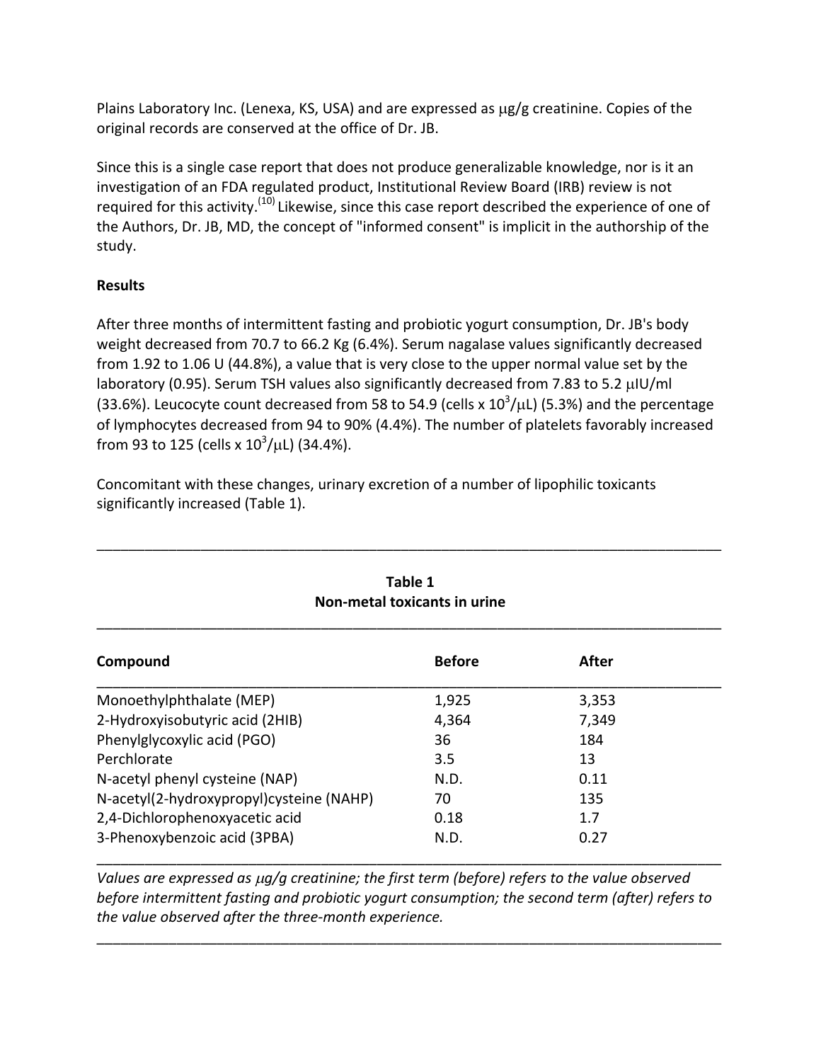Plains Laboratory Inc. (Lenexa, KS, USA) and are expressed as μg/g creatinine. Copies of the original records are conserved at the office of Dr. JB.

Since this is a single case report that does not produce generalizable knowledge, nor is it an investigation of an FDA regulated product, Institutional Review Board (IRB) review is not required for this activity.[10] Likewise, since this case report described the experience of one of the Authors, Dr. JB, MD, the concept of "informed consent" is implicit in the authorship of the study.

**Results**

After three months of intermittent fasting and probiotic yogurt consumption, Dr. JB's body weight decreased from 70.7 to 66.2 Kg (6.4%). Serum nagalase values significantly decreased from 1.92 to 1.06 U (44.8%), a value that is very close to the upper normal value set by the laboratory (0.95). Serum TSH values also significantly decreased from 7.83 to 5.2 μIU/ml (33.6%). Leucocyte count decreased from 58 to 54.9 (cells x $10^3$/μL) (5.3%) and the percentage of lymphocytes decreased from 94 to 90% (4.4%). The number of platelets favorably increased from 93 to 125 (cells x $10^3$/μL) (34.4%).

Concomitant with these changes, urinary excretion of a number of lipophilic toxicants significantly increased (Table 1).

**Table 1**
**Non-metal toxicants in urine**

| Compound | Before | After |
|---|---|---|
| Monoethylphthalate (MEP) | 1,925 | 3,353 |
| 2-Hydroxyisobutyric acid (2HIB) | 4,364 | 7,349 |
| Phenylglycoxylic acid (PGO) | 36 | 184 |
| Perchlorate | 3.5 | 13 |
| N-acetyl phenyl cysteine (NAP) | N.D. | 0.11 |
| N-acetyl(2-hydroxypropyl)cysteine (NAHP) | 70 | 135 |
| 2,4-Dichlorophenoxyacetic acid | 0.18 | 1.7 |
| 3-Phenoxybenzoic acid (3PBA) | N.D. | 0.27 |

*Values are expressed as μg/g creatinine; the first term (before) refers to the value observed before intermittent fasting and probiotic yogurt consumption; the second term (after) refers to the value observed after the three-month experience.*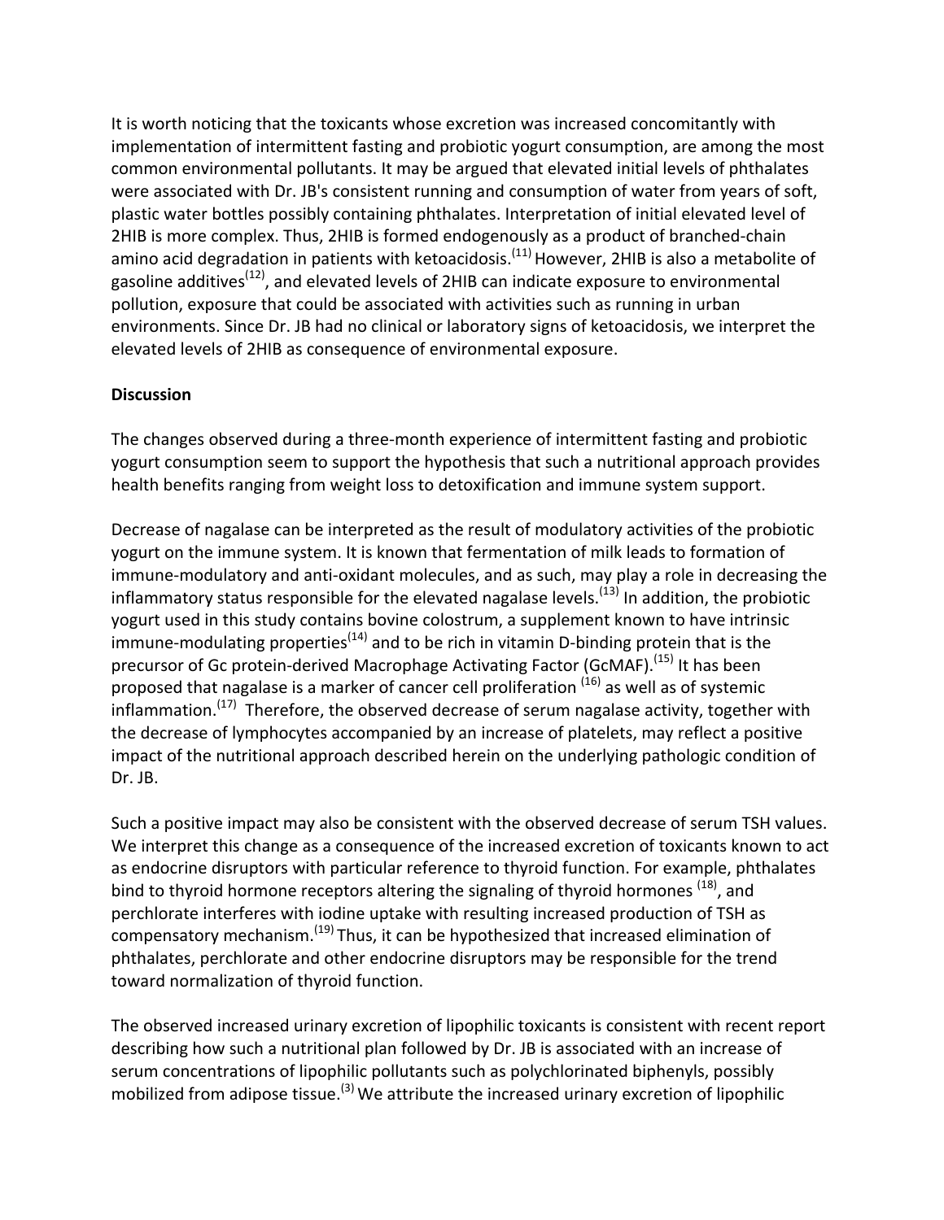It is worth noticing that the toxicants whose excretion was increased concomitantly with implementation of intermittent fasting and probiotic yogurt consumption, are among the most common environmental pollutants. It may be argued that elevated initial levels of phthalates were associated with Dr. JB's consistent running and consumption of water from years of soft, plastic water bottles possibly containing phthalates. Interpretation of initial elevated level of 2HIB is more complex. Thus, 2HIB is formed endogenously as a product of branched-chain amino acid degradation in patients with ketoacidosis.[11] However, 2HIB is also a metabolite of gasoline additives[12], and elevated levels of 2HIB can indicate exposure to environmental pollution, exposure that could be associated with activities such as running in urban environments. Since Dr. JB had no clinical or laboratory signs of ketoacidosis, we interpret the elevated levels of 2HIB as consequence of environmental exposure.

**Discussion**

The changes observed during a three-month experience of intermittent fasting and probiotic yogurt consumption seem to support the hypothesis that such a nutritional approach provides health benefits ranging from weight loss to detoxification and immune system support.

Decrease of nagalase can be interpreted as the result of modulatory activities of the probiotic yogurt on the immune system. It is known that fermentation of milk leads to formation of immune-modulatory and anti-oxidant molecules, and as such, may play a role in decreasing the inflammatory status responsible for the elevated nagalase levels.[13] In addition, the probiotic yogurt used in this study contains bovine colostrum, a supplement known to have intrinsic immune-modulating properties[14] and to be rich in vitamin D-binding protein that is the precursor of Gc protein-derived Macrophage Activating Factor (GcMAF).[15] It has been proposed that nagalase is a marker of cancer cell proliferation [16] as well as of systemic inflammation.[17] Therefore, the observed decrease of serum nagalase activity, together with the decrease of lymphocytes accompanied by an increase of platelets, may reflect a positive impact of the nutritional approach described herein on the underlying pathologic condition of Dr. JB.

Such a positive impact may also be consistent with the observed decrease of serum TSH values. We interpret this change as a consequence of the increased excretion of toxicants known to act as endocrine disruptors with particular reference to thyroid function. For example, phthalates bind to thyroid hormone receptors altering the signaling of thyroid hormones [18], and perchlorate interferes with iodine uptake with resulting increased production of TSH as compensatory mechanism.[19] Thus, it can be hypothesized that increased elimination of phthalates, perchlorate and other endocrine disruptors may be responsible for the trend toward normalization of thyroid function.

The observed increased urinary excretion of lipophilic toxicants is consistent with recent report describing how such a nutritional plan followed by Dr. JB is associated with an increase of serum concentrations of lipophilic pollutants such as polychlorinated biphenyls, possibly mobilized from adipose tissue.[3] We attribute the increased urinary excretion of lipophilic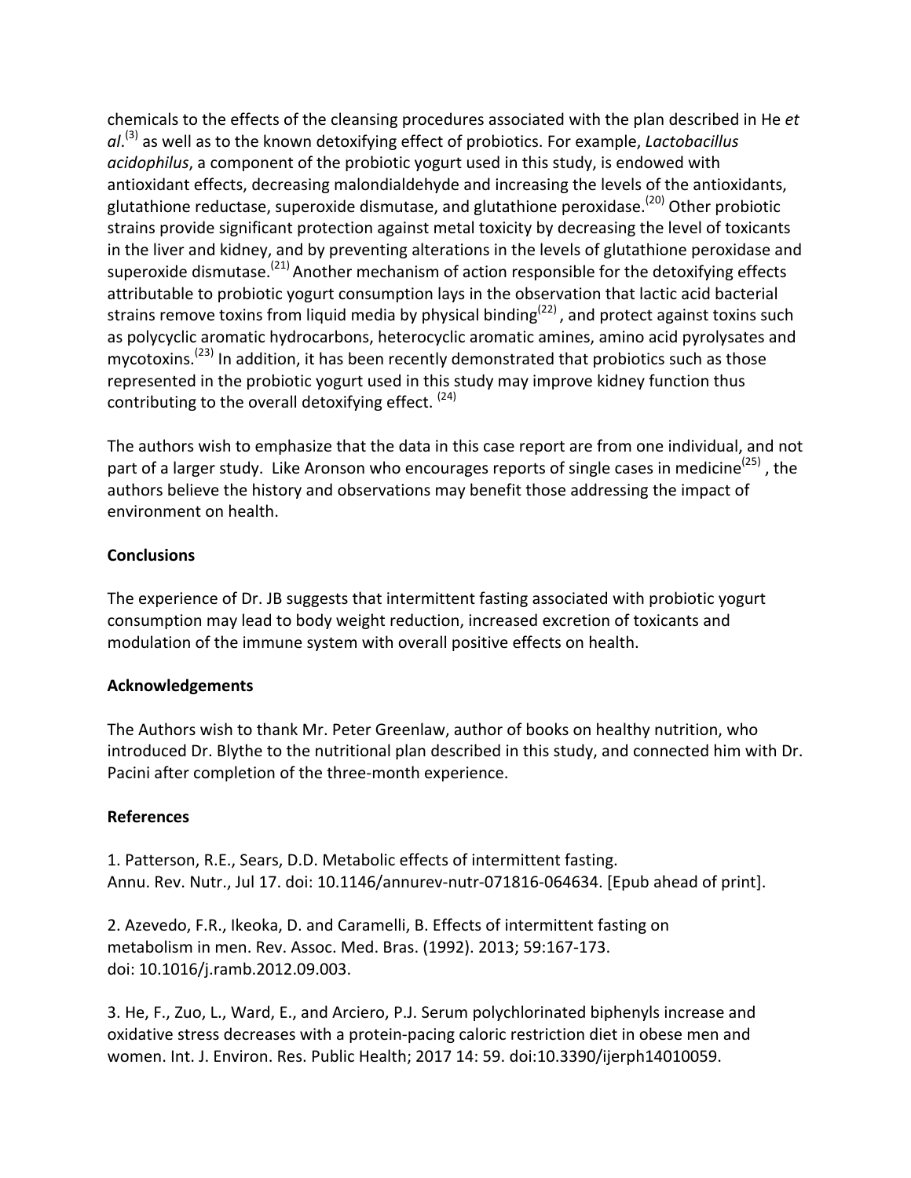chemicals to the effects of the cleansing procedures associated with the plan described in He *et al*.[3] as well as to the known detoxifying effect of probiotics. For example, *Lactobacillus acidophilus*, a component of the probiotic yogurt used in this study, is endowed with antioxidant effects, decreasing malondialdehyde and increasing the levels of the antioxidants, glutathione reductase, superoxide dismutase, and glutathione peroxidase.[20] Other probiotic strains provide significant protection against metal toxicity by decreasing the level of toxicants in the liver and kidney, and by preventing alterations in the levels of glutathione peroxidase and superoxide dismutase.[21] Another mechanism of action responsible for the detoxifying effects attributable to probiotic yogurt consumption lays in the observation that lactic acid bacterial strains remove toxins from liquid media by physical binding[22] , and protect against toxins such as polycyclic aromatic hydrocarbons, heterocyclic aromatic amines, amino acid pyrolysates and mycotoxins.[23] In addition, it has been recently demonstrated that probiotics such as those represented in the probiotic yogurt used in this study may improve kidney function thus contributing to the overall detoxifying effect. [24]

The authors wish to emphasize that the data in this case report are from one individual, and not part of a larger study. Like Aronson who encourages reports of single cases in medicine[25] , the authors believe the history and observations may benefit those addressing the impact of environment on health.

## Conclusions

The experience of Dr. JB suggests that intermittent fasting associated with probiotic yogurt consumption may lead to body weight reduction, increased excretion of toxicants and modulation of the immune system with overall positive effects on health.

## Acknowledgements

The Authors wish to thank Mr. Peter Greenlaw, author of books on healthy nutrition, who introduced Dr. Blythe to the nutritional plan described in this study, and connected him with Dr. Pacini after completion of the three-month experience.

## References

1. Patterson, R.E., Sears, D.D. Metabolic effects of intermittent fasting. Annu. Rev. Nutr., Jul 17. doi: 10.1146/annurev-nutr-071816-064634. [Epub ahead of print].

2. Azevedo, F.R., Ikeoka, D. and Caramelli, B. Effects of intermittent fasting on metabolism in men. Rev. Assoc. Med. Bras. (1992). 2013; 59:167-173. doi: 10.1016/j.ramb.2012.09.003.

3. He, F., Zuo, L., Ward, E., and Arciero, P.J. Serum polychlorinated biphenyls increase and oxidative stress decreases with a protein-pacing caloric restriction diet in obese men and women. Int. J. Environ. Res. Public Health; 2017 14: 59. doi:10.3390/ijerph14010059.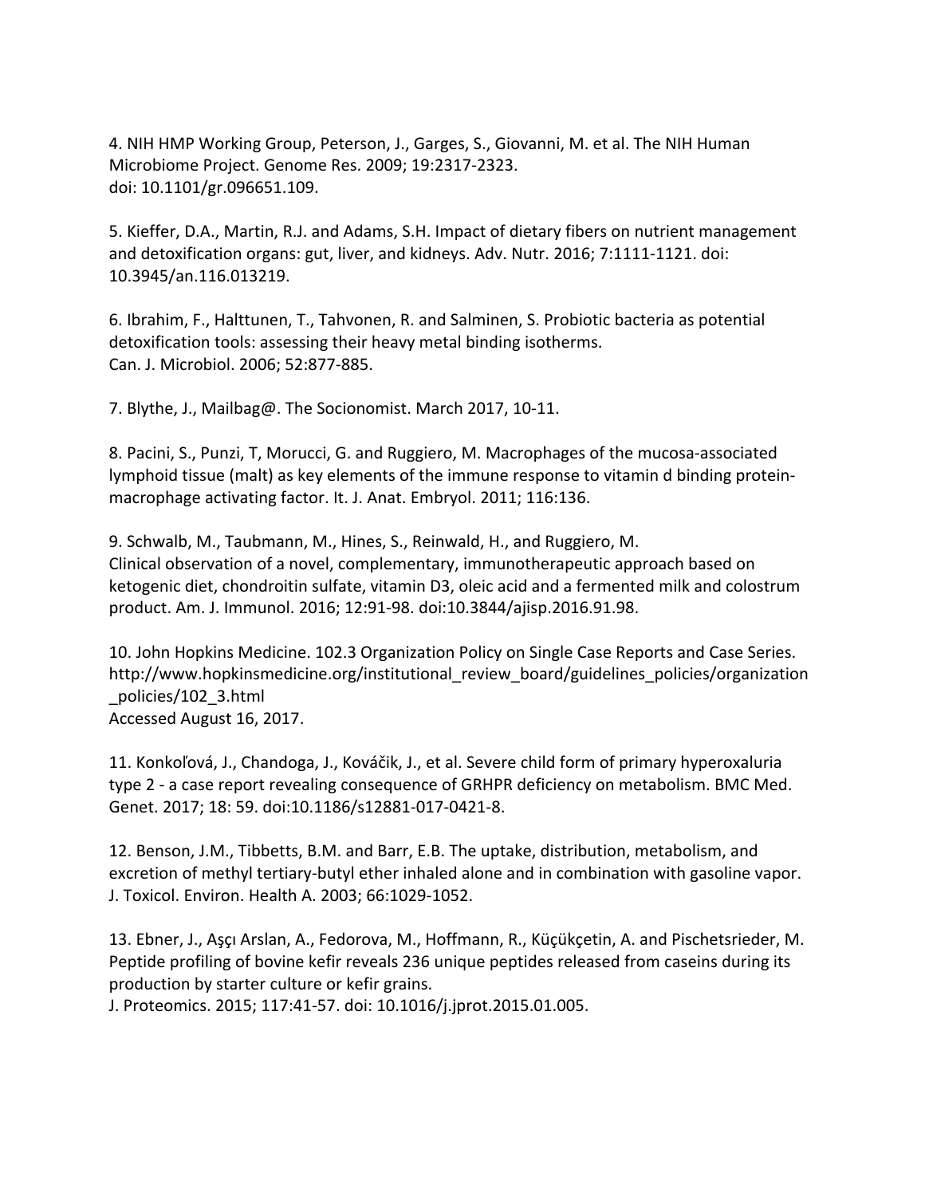4. NIH HMP Working Group, Peterson, J., Garges, S., Giovanni, M. et al. The NIH Human Microbiome Project. Genome Res. 2009; 19:2317-2323. doi: 10.1101/gr.096651.109.

5. Kieffer, D.A., Martin, R.J. and Adams, S.H. Impact of dietary fibers on nutrient management and detoxification organs: gut, liver, and kidneys. Adv. Nutr. 2016; 7:1111-1121. doi: 10.3945/an.116.013219.

6. Ibrahim, F., Halttunen, T., Tahvonen, R. and Salminen, S. Probiotic bacteria as potential detoxification tools: assessing their heavy metal binding isotherms. Can. J. Microbiol. 2006; 52:877-885.

7. Blythe, J., Mailbag@. The Socionomist. March 2017, 10-11.

8. Pacini, S., Punzi, T, Morucci, G. and Ruggiero, M. Macrophages of the mucosa-associated lymphoid tissue (malt) as key elements of the immune response to vitamin d binding protein-macrophage activating factor. It. J. Anat. Embryol. 2011; 116:136.

9. Schwalb, M., Taubmann, M., Hines, S., Reinwald, H., and Ruggiero, M. Clinical observation of a novel, complementary, immunotherapeutic approach based on ketogenic diet, chondroitin sulfate, vitamin D3, oleic acid and a fermented milk and colostrum product. Am. J. Immunol. 2016; 12:91-98. doi:10.3844/ajisp.2016.91.98.

10. John Hopkins Medicine. 102.3 Organization Policy on Single Case Reports and Case Series. http://www.hopkinsmedicine.org/institutional_review_board/guidelines_policies/organization_policies/102_3.html Accessed August 16, 2017.

11. Konkoľová, J., Chandoga, J., Kováčik, J., et al. Severe child form of primary hyperoxaluria type 2 - a case report revealing consequence of GRHPR deficiency on metabolism. BMC Med. Genet. 2017; 18: 59. doi:10.1186/s12881-017-0421-8.

12. Benson, J.M., Tibbetts, B.M. and Barr, E.B. The uptake, distribution, metabolism, and excretion of methyl tertiary-butyl ether inhaled alone and in combination with gasoline vapor. J. Toxicol. Environ. Health A. 2003; 66:1029-1052.

13. Ebner, J., Aşçı Arslan, A., Fedorova, M., Hoffmann, R., Küçükçetin, A. and Pischetsrieder, M. Peptide profiling of bovine kefir reveals 236 unique peptides released from caseins during its production by starter culture or kefir grains. J. Proteomics. 2015; 117:41-57. doi: 10.1016/j.jprot.2015.01.005.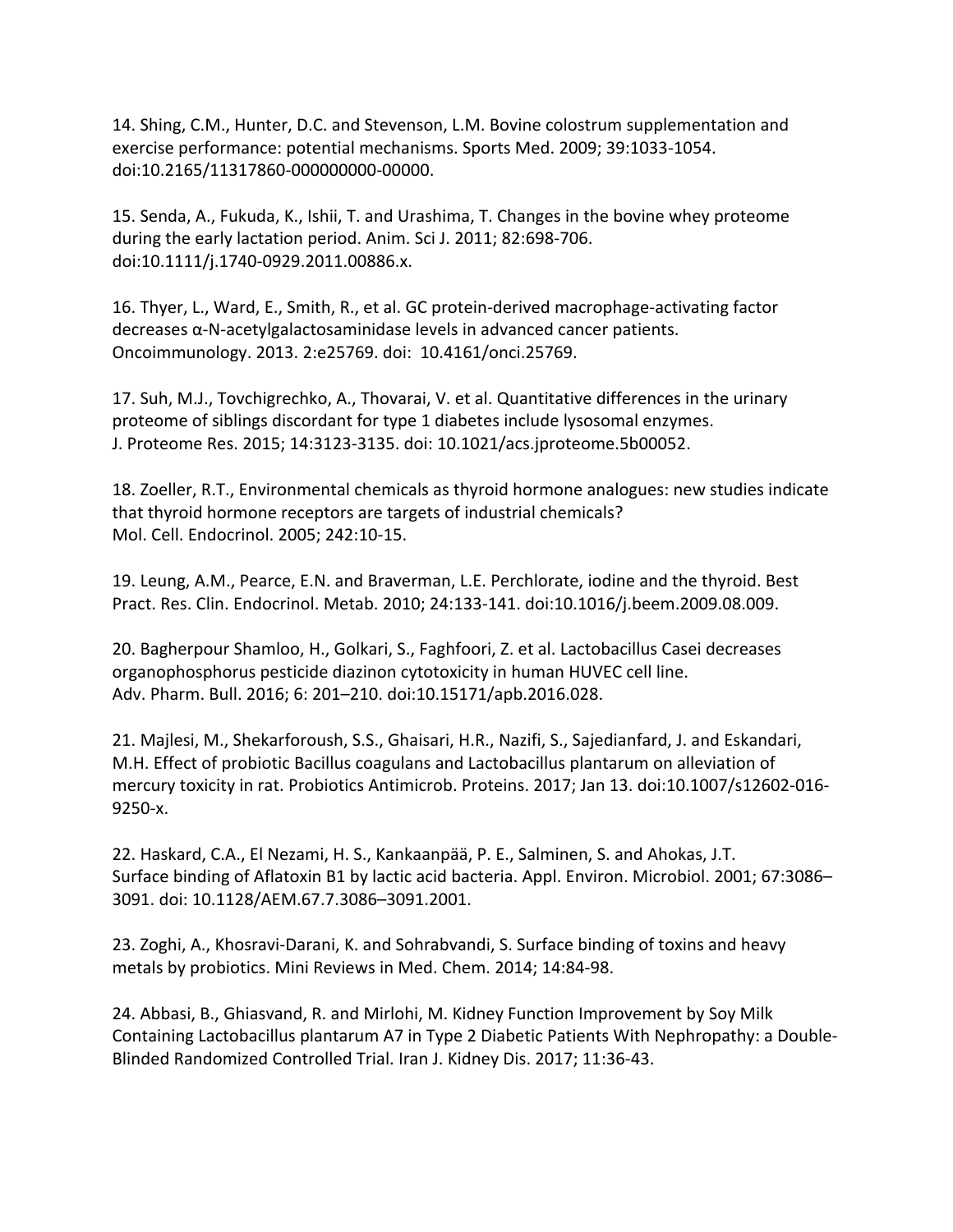14. Shing, C.M., Hunter, D.C. and Stevenson, L.M. Bovine colostrum supplementation and exercise performance: potential mechanisms. Sports Med. 2009; 39:1033-1054. doi:10.2165/11317860-000000000-00000.

15. Senda, A., Fukuda, K., Ishii, T. and Urashima, T. Changes in the bovine whey proteome during the early lactation period. Anim. Sci J. 2011; 82:698-706. doi:10.1111/j.1740-0929.2011.00886.x.

16. Thyer, L., Ward, E., Smith, R., et al. GC protein-derived macrophage-activating factor decreases α-N-acetylgalactosaminidase levels in advanced cancer patients. Oncoimmunology. 2013. 2:e25769. doi: 10.4161/onci.25769.

17. Suh, M.J., Tovchigrechko, A., Thovarai, V. et al. Quantitative differences in the urinary proteome of siblings discordant for type 1 diabetes include lysosomal enzymes. J. Proteome Res. 2015; 14:3123-3135. doi: 10.1021/acs.jproteome.5b00052.

18. Zoeller, R.T., Environmental chemicals as thyroid hormone analogues: new studies indicate that thyroid hormone receptors are targets of industrial chemicals? Mol. Cell. Endocrinol. 2005; 242:10-15.

19. Leung, A.M., Pearce, E.N. and Braverman, L.E. Perchlorate, iodine and the thyroid. Best Pract. Res. Clin. Endocrinol. Metab. 2010; 24:133-141. doi:10.1016/j.beem.2009.08.009.

20. Bagherpour Shamloo, H., Golkari, S., Faghfoori, Z. et al. Lactobacillus Casei decreases organophosphorus pesticide diazinon cytotoxicity in human HUVEC cell line. Adv. Pharm. Bull. 2016; 6: 201–210. doi:10.15171/apb.2016.028.

21. Majlesi, M., Shekarforoush, S.S., Ghaisari, H.R., Nazifi, S., Sajedianfard, J. and Eskandari, M.H. Effect of probiotic Bacillus coagulans and Lactobacillus plantarum on alleviation of mercury toxicity in rat. Probiotics Antimicrob. Proteins. 2017; Jan 13. doi:10.1007/s12602-016-9250-x.

22. Haskard, C.A., El Nezami, H. S., Kankaanpää, P. E., Salminen, S. and Ahokas, J.T. Surface binding of Aflatoxin B1 by lactic acid bacteria. Appl. Environ. Microbiol. 2001; 67:3086–3091. doi: 10.1128/AEM.67.7.3086–3091.2001.

23. Zoghi, A., Khosravi-Darani, K. and Sohrabvandi, S. Surface binding of toxins and heavy metals by probiotics. Mini Reviews in Med. Chem. 2014; 14:84-98.

24. Abbasi, B., Ghiasvand, R. and Mirlohi, M. Kidney Function Improvement by Soy Milk Containing Lactobacillus plantarum A7 in Type 2 Diabetic Patients With Nephropathy: a Double-Blinded Randomized Controlled Trial. Iran J. Kidney Dis. 2017; 11:36-43.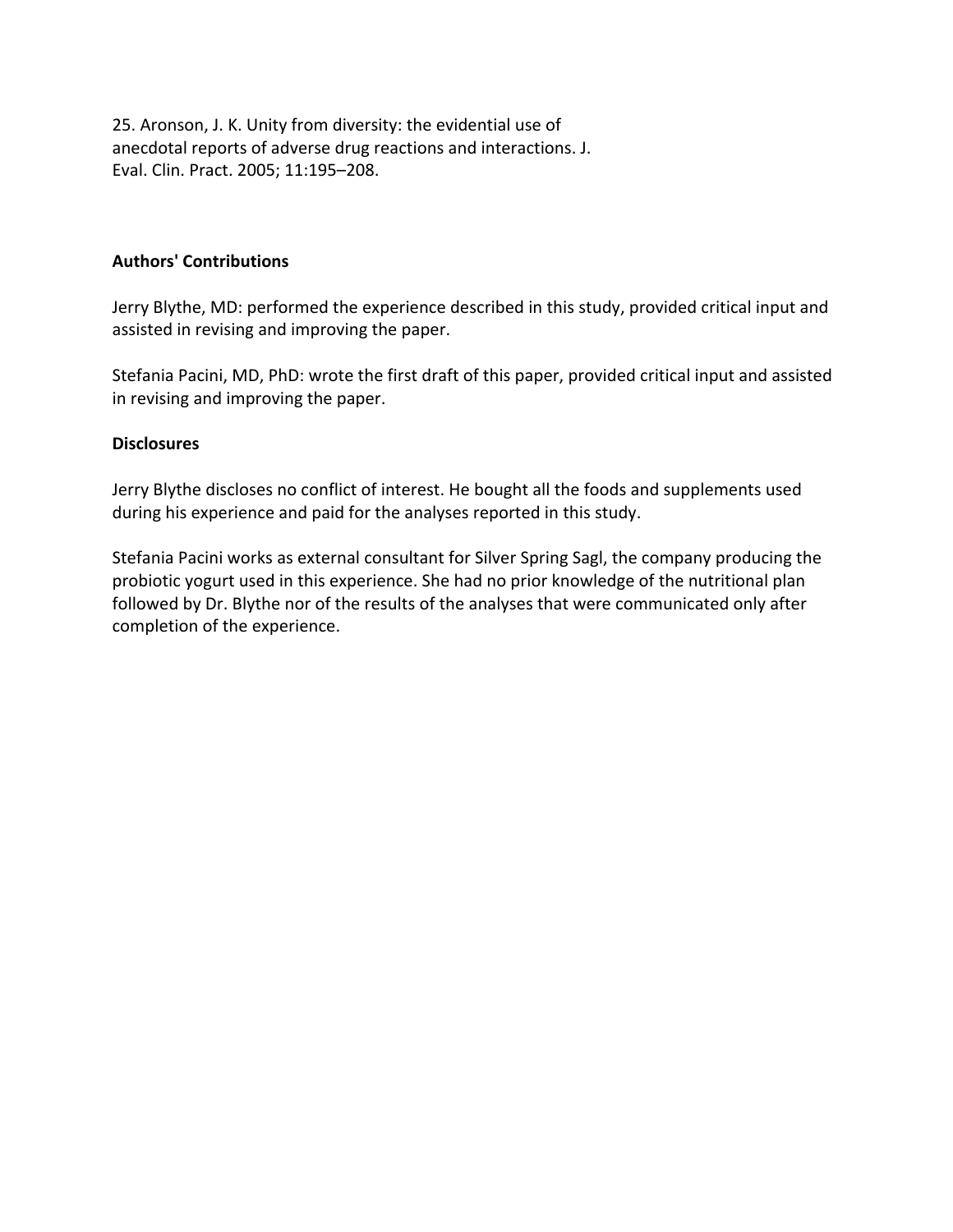25. Aronson, J. K. Unity from diversity: the evidential use of anecdotal reports of adverse drug reactions and interactions. J. Eval. Clin. Pract. 2005; 11:195–208.

**Authors' Contributions**

Jerry Blythe, MD: performed the experience described in this study, provided critical input and assisted in revising and improving the paper.

Stefania Pacini, MD, PhD: wrote the first draft of this paper, provided critical input and assisted in revising and improving the paper.

**Disclosures**

Jerry Blythe discloses no conflict of interest. He bought all the foods and supplements used during his experience and paid for the analyses reported in this study.

Stefania Pacini works as external consultant for Silver Spring Sagl, the company producing the probiotic yogurt used in this experience. She had no prior knowledge of the nutritional plan followed by Dr. Blythe nor of the results of the analyses that were communicated only after completion of the experience.